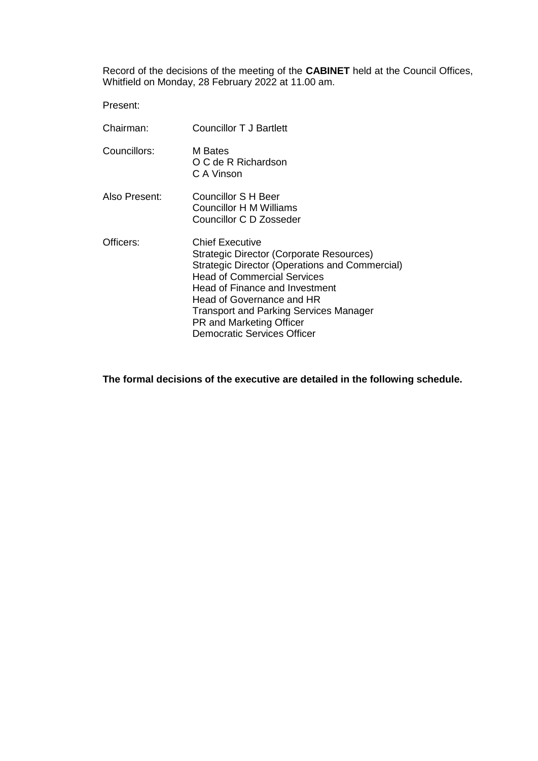Record of the decisions of the meeting of the **CABINET** held at the Council Offices, Whitfield on Monday, 28 February 2022 at 11.00 am.

Present:

| | |
|---|---|
| Chairman: | Councillor T J Bartlett |
| Councillors: | M Bates<br>O C de R Richardson<br>C A Vinson |
| Also Present: | Councillor S H Beer<br>Councillor H M Williams<br>Councillor C D Zosseder |
| Officers: | Chief Executive<br>Strategic Director (Corporate Resources)<br>Strategic Director (Operations and Commercial)<br>Head of Commercial Services<br>Head of Finance and Investment<br>Head of Governance and HR<br>Transport and Parking Services Manager<br>PR and Marketing Officer<br>Democratic Services Officer |

**The formal decisions of the executive are detailed in the following schedule.**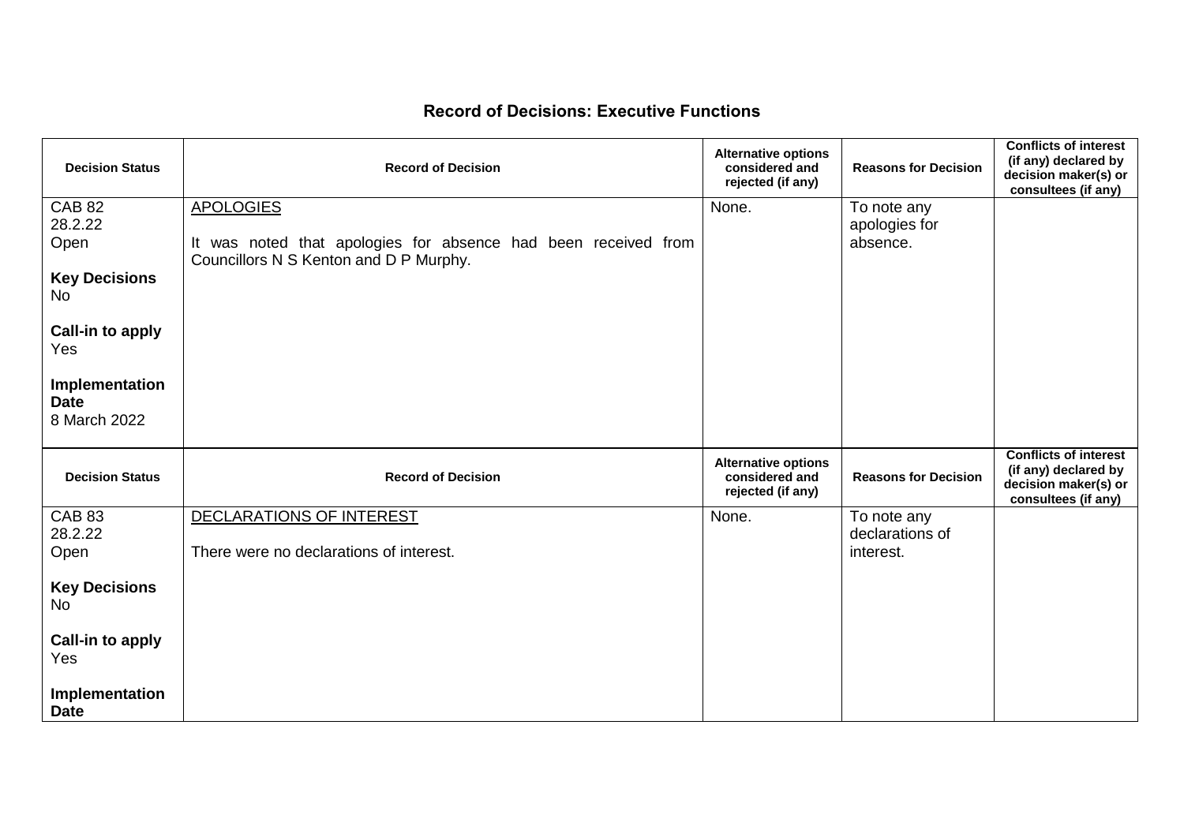## Record of Decisions: Executive Functions

| Decision Status | Record of Decision | Alternative options considered and rejected (if any) | Reasons for Decision | Conflicts of interest (if any) declared by decision maker(s) or consultees (if any) |
|---|---|---|---|---|
| CAB 82<br>28.2.22<br>Open<br><br>**Key Decisions**<br>No<br><br>**Call-in to apply**<br>Yes<br><br>**Implementation Date**<br>8 March 2022 | APOLOGIES<br><br>It was noted that apologies for absence had been received from Councillors N S Kenton and D P Murphy. | None. | To note any apologies for absence. | |

| Decision Status | Record of Decision | Alternative options considered and rejected (if any) | Reasons for Decision | Conflicts of interest (if any) declared by decision maker(s) or consultees (if any) |
|---|---|---|---|---|
| CAB 83<br>28.2.22<br>Open<br><br>**Key Decisions**<br>No<br><br>**Call-in to apply**<br>Yes<br><br>**Implementation Date** | DECLARATIONS OF INTEREST<br><br>There were no declarations of interest. | None. | To note any declarations of interest. | |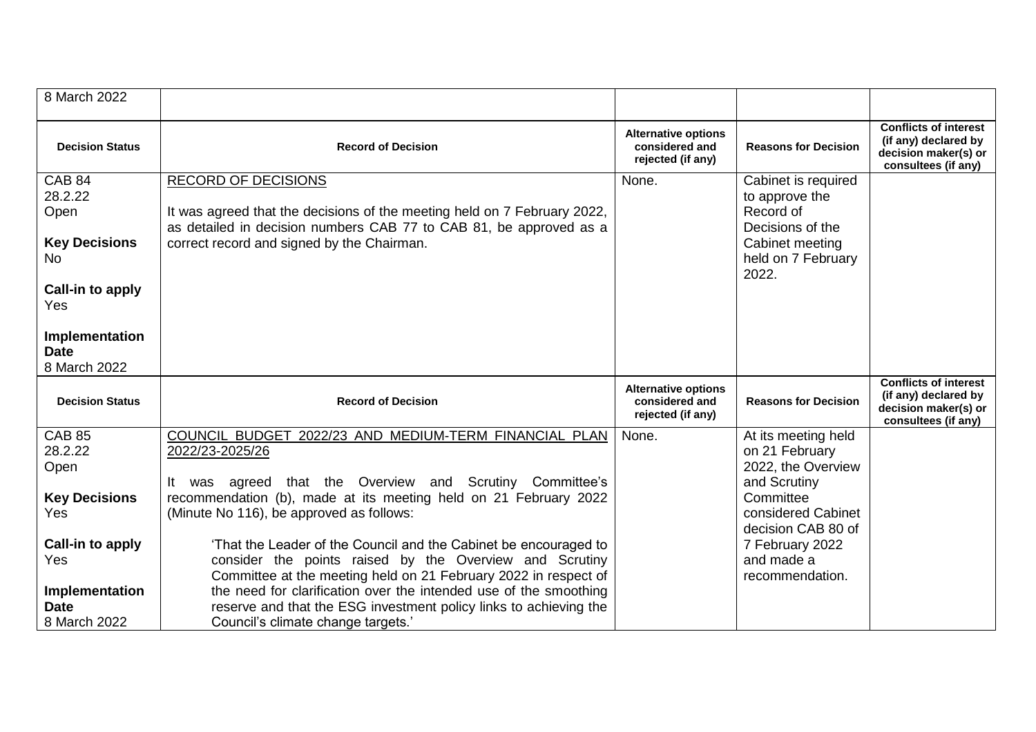| 8 March 2022 | | | | |
|---|---|---|---|---|
| **Decision Status** | **Record of Decision** | **Alternative options considered and rejected (if any)** | **Reasons for Decision** | **Conflicts of interest (if any) declared by decision maker(s) or consultees (if any)** |
| CAB 84<br>28.2.22<br>Open<br><br>**Key Decisions**<br>No<br><br>**Call-in to apply**<br>Yes<br><br>**Implementation Date**<br>8 March 2022 | RECORD OF DECISIONS<br><br>It was agreed that the decisions of the meeting held on 7 February 2022, as detailed in decision numbers CAB 77 to CAB 81, be approved as a correct record and signed by the Chairman. | None. | Cabinet is required to approve the Record of Decisions of the Cabinet meeting held on 7 February 2022. | |
| **Decision Status** | **Record of Decision** | **Alternative options considered and rejected (if any)** | **Reasons for Decision** | **Conflicts of interest (if any) declared by decision maker(s) or consultees (if any)** |
| CAB 85<br>28.2.22<br>Open<br><br>**Key Decisions**<br>Yes<br><br>**Call-in to apply**<br>Yes<br><br>**Implementation Date**<br>8 March 2022 | COUNCIL BUDGET 2022/23 AND MEDIUM-TERM FINANCIAL PLAN 2022/23-2025/26<br><br>It was agreed that the Overview and Scrutiny Committee's recommendation (b), made at its meeting held on 21 February 2022 (Minute No 116), be approved as follows:<br><br>'That the Leader of the Council and the Cabinet be encouraged to consider the points raised by the Overview and Scrutiny Committee at the meeting held on 21 February 2022 in respect of the need for clarification over the intended use of the smoothing reserve and that the ESG investment policy links to achieving the Council's climate change targets.' | None. | At its meeting held on 21 February 2022, the Overview and Scrutiny Committee considered Cabinet decision CAB 80 of 7 February 2022 and made a recommendation. | |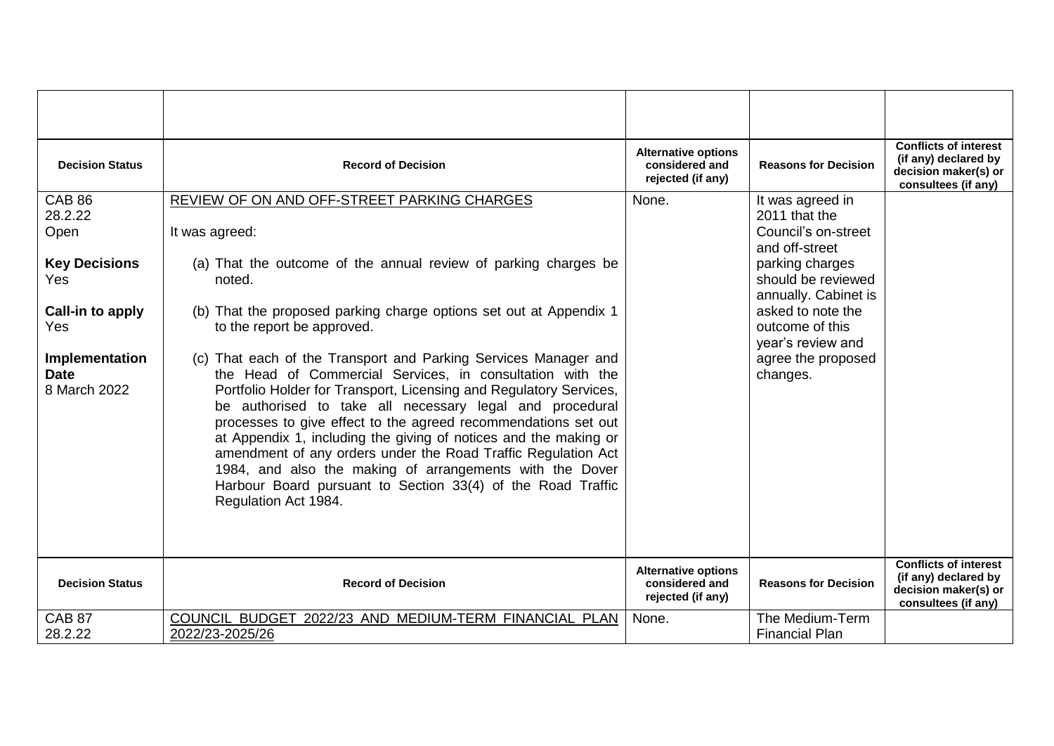| Decision Status | Record of Decision | Alternative options considered and rejected (if any) | Reasons for Decision | Conflicts of interest (if any) declared by decision maker(s) or consultees (if any) |
|---|---|---|---|---|
| CAB 86<br>28.2.22<br>Open<br><br>**Key Decisions**<br>Yes<br><br>**Call-in to apply**<br>Yes<br><br>**Implementation Date**<br>8 March 2022 | REVIEW OF ON AND OFF-STREET PARKING CHARGES<br><br>It was agreed:<br><br>(a) That the outcome of the annual review of parking charges be noted.<br><br>(b) That the proposed parking charge options set out at Appendix 1 to the report be approved.<br><br>(c) That each of the Transport and Parking Services Manager and the Head of Commercial Services, in consultation with the Portfolio Holder for Transport, Licensing and Regulatory Services, be authorised to take all necessary legal and procedural processes to give effect to the agreed recommendations set out at Appendix 1, including the giving of notices and the making or amendment of any orders under the Road Traffic Regulation Act 1984, and also the making of arrangements with the Dover Harbour Board pursuant to Section 33(4) of the Road Traffic Regulation Act 1984. | None. | It was agreed in 2011 that the Council's on-street and off-street parking charges should be reviewed annually. Cabinet is asked to note the outcome of this year's review and agree the proposed changes. | |
| **Decision Status** | **Record of Decision** | **Alternative options considered and rejected (if any)** | **Reasons for Decision** | **Conflicts of interest (if any) declared by decision maker(s) or consultees (if any)** |
| CAB 87<br>28.2.22 | COUNCIL BUDGET 2022/23 AND MEDIUM-TERM FINANCIAL PLAN 2022/23-2025/26 | None. | The Medium-Term Financial Plan | |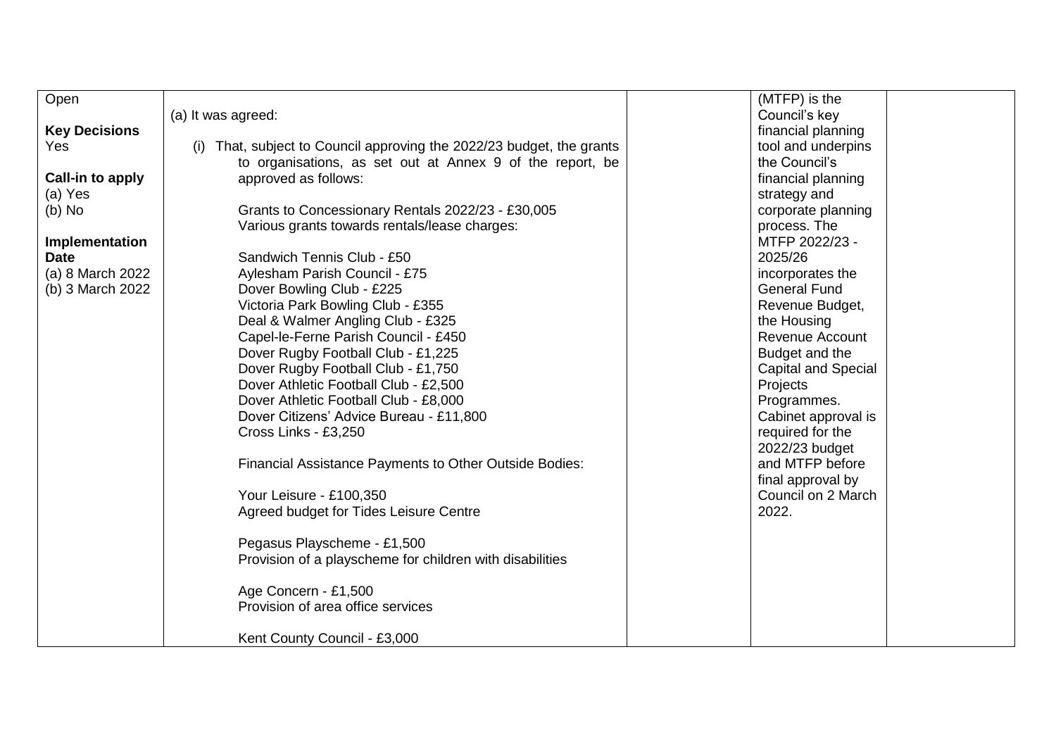| | | | | |
|---|---|---|---|---|
| Open<br><br>**Key Decisions**<br>Yes<br><br>**Call-in to apply**<br>(a) Yes<br>(b) No<br><br>**Implementation Date**<br>(a) 8 March 2022<br>(b) 3 March 2022 | (a) It was agreed:<br><br>(i) That, subject to Council approving the 2022/23 budget, the grants to organisations, as set out at Annex 9 of the report, be approved as follows:<br><br>Grants to Concessionary Rentals 2022/23 - £30,005<br>Various grants towards rentals/lease charges:<br><br>Sandwich Tennis Club - £50<br>Aylesham Parish Council - £75<br>Dover Bowling Club - £225<br>Victoria Park Bowling Club - £355<br>Deal & Walmer Angling Club - £325<br>Capel-le-Ferne Parish Council - £450<br>Dover Rugby Football Club - £1,225<br>Dover Rugby Football Club - £1,750<br>Dover Athletic Football Club - £2,500<br>Dover Athletic Football Club - £8,000<br>Dover Citizens' Advice Bureau - £11,800<br>Cross Links - £3,250<br><br>Financial Assistance Payments to Other Outside Bodies:<br><br>Your Leisure - £100,350<br>Agreed budget for Tides Leisure Centre<br><br>Pegasus Playscheme - £1,500<br>Provision of a playscheme for children with disabilities<br><br>Age Concern - £1,500<br>Provision of area office services<br><br>Kent County Council - £3,000 | | (MTFP) is the Council's key financial planning tool and underpins the Council's financial planning strategy and corporate planning process. The MTFP 2022/23 - 2025/26 incorporates the General Fund Revenue Budget, the Housing Revenue Account Budget and the Capital and Special Projects Programmes. Cabinet approval is required for the 2022/23 budget and MTFP before final approval by Council on 2 March 2022. | |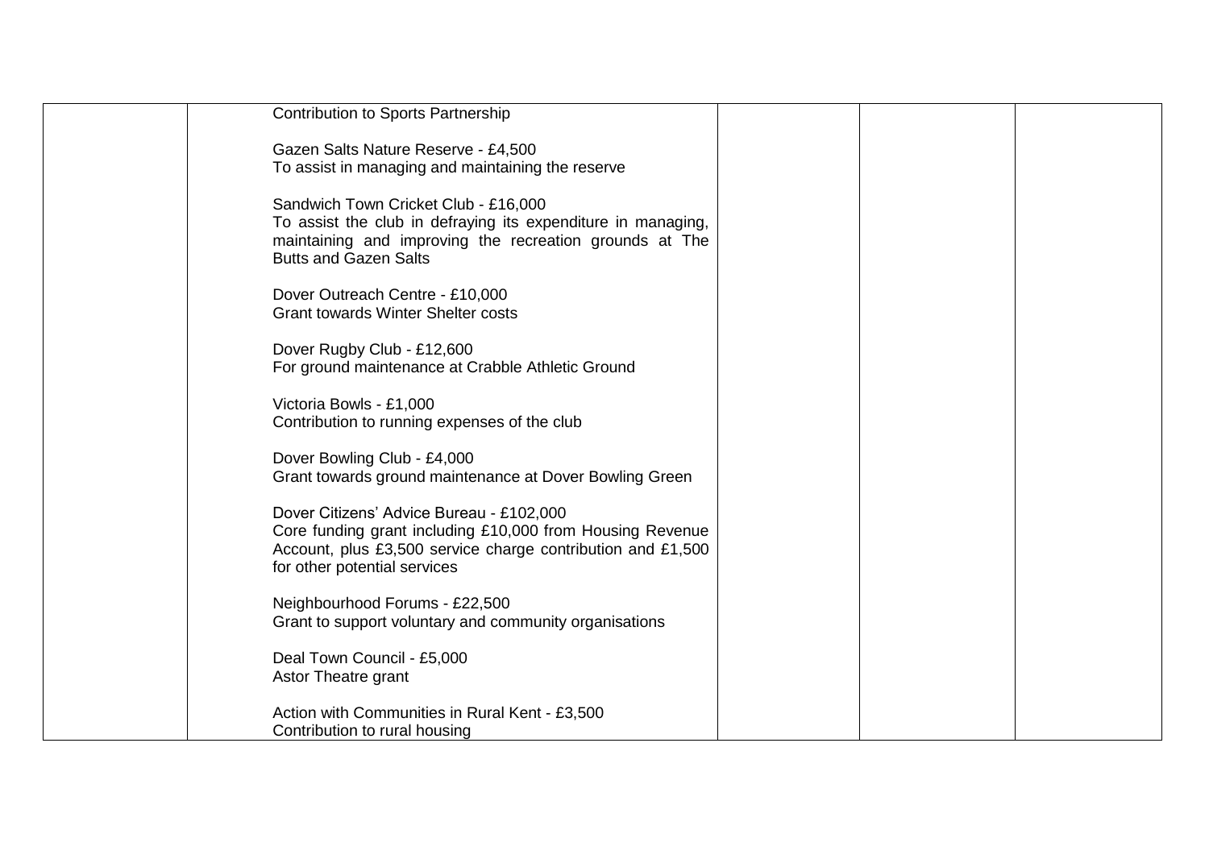| | | | | |
|---|---|---|---|---|
| | Contribution to Sports Partnership<br><br>Gazen Salts Nature Reserve - £4,500<br>To assist in managing and maintaining the reserve<br><br>Sandwich Town Cricket Club - £16,000<br>To assist the club in defraying its expenditure in managing, maintaining and improving the recreation grounds at The Butts and Gazen Salts<br><br>Dover Outreach Centre - £10,000<br>Grant towards Winter Shelter costs<br><br>Dover Rugby Club - £12,600<br>For ground maintenance at Crabble Athletic Ground<br><br>Victoria Bowls - £1,000<br>Contribution to running expenses of the club<br><br>Dover Bowling Club - £4,000<br>Grant towards ground maintenance at Dover Bowling Green<br><br>Dover Citizens' Advice Bureau - £102,000<br>Core funding grant including £10,000 from Housing Revenue Account, plus £3,500 service charge contribution and £1,500 for other potential services<br><br>Neighbourhood Forums - £22,500<br>Grant to support voluntary and community organisations<br><br>Deal Town Council - £5,000<br>Astor Theatre grant<br><br>Action with Communities in Rural Kent - £3,500<br>Contribution to rural housing | | | |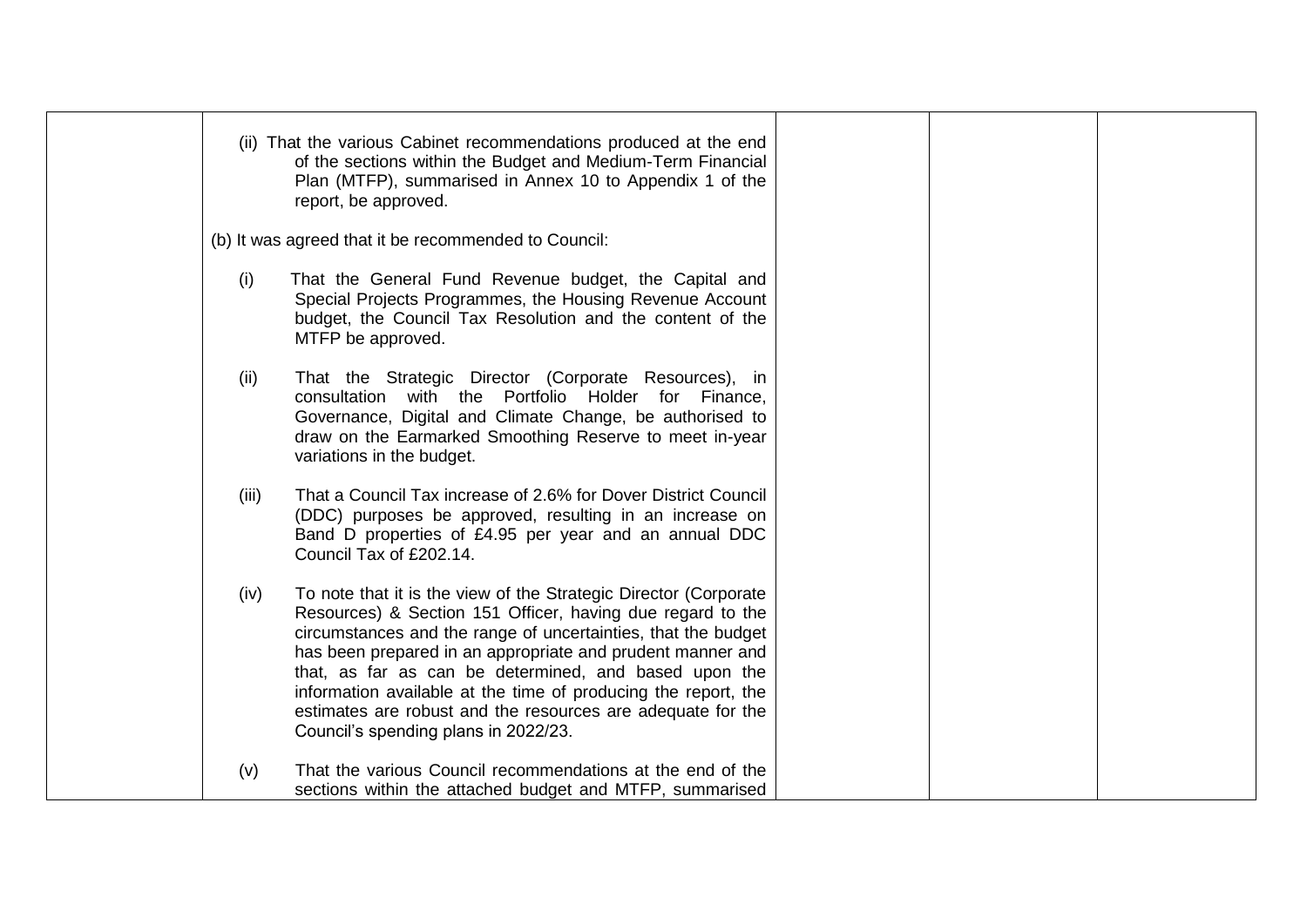| | | | | |
|---|---|---|---|---|
| | (ii) That the various Cabinet recommendations produced at the end of the sections within the Budget and Medium-Term Financial Plan (MTFP), summarised in Annex 10 to Appendix 1 of the report, be approved.<br><br>(b) It was agreed that it be recommended to Council:<br><br>(i) That the General Fund Revenue budget, the Capital and Special Projects Programmes, the Housing Revenue Account budget, the Council Tax Resolution and the content of the MTFP be approved.<br><br>(ii) That the Strategic Director (Corporate Resources), in consultation with the Portfolio Holder for Finance, Governance, Digital and Climate Change, be authorised to draw on the Earmarked Smoothing Reserve to meet in-year variations in the budget.<br><br>(iii) That a Council Tax increase of 2.6% for Dover District Council (DDC) purposes be approved, resulting in an increase on Band D properties of £4.95 per year and an annual DDC Council Tax of £202.14.<br><br>(iv) To note that it is the view of the Strategic Director (Corporate Resources) & Section 151 Officer, having due regard to the circumstances and the range of uncertainties, that the budget has been prepared in an appropriate and prudent manner and that, as far as can be determined, and based upon the information available at the time of producing the report, the estimates are robust and the resources are adequate for the Council's spending plans in 2022/23.<br><br>(v) That the various Council recommendations at the end of the sections within the attached budget and MTFP, summarised | | | |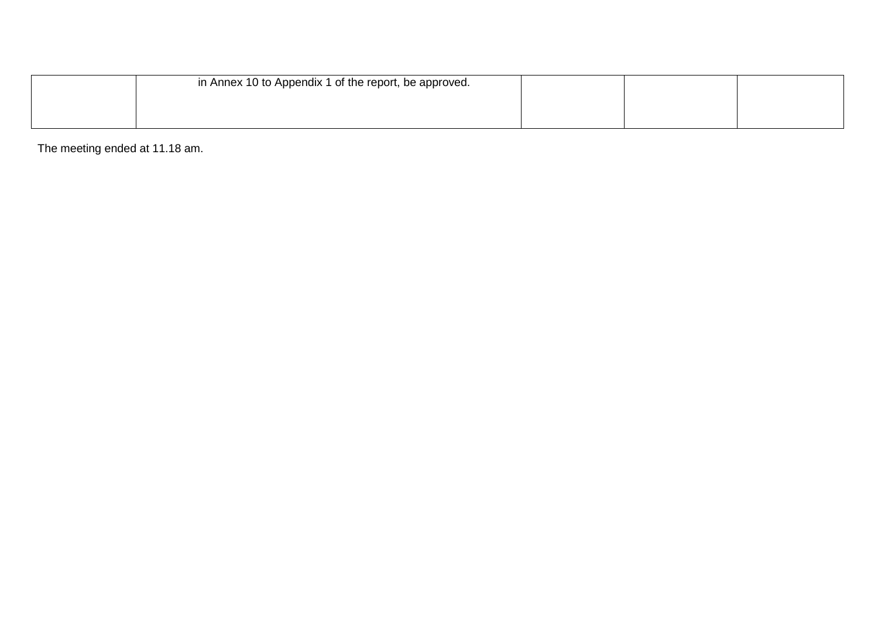| | | | | |
|---|---|---|---|---|
| | in Annex 10 to Appendix 1 of the report, be approved. | | | |

The meeting ended at 11.18 am.